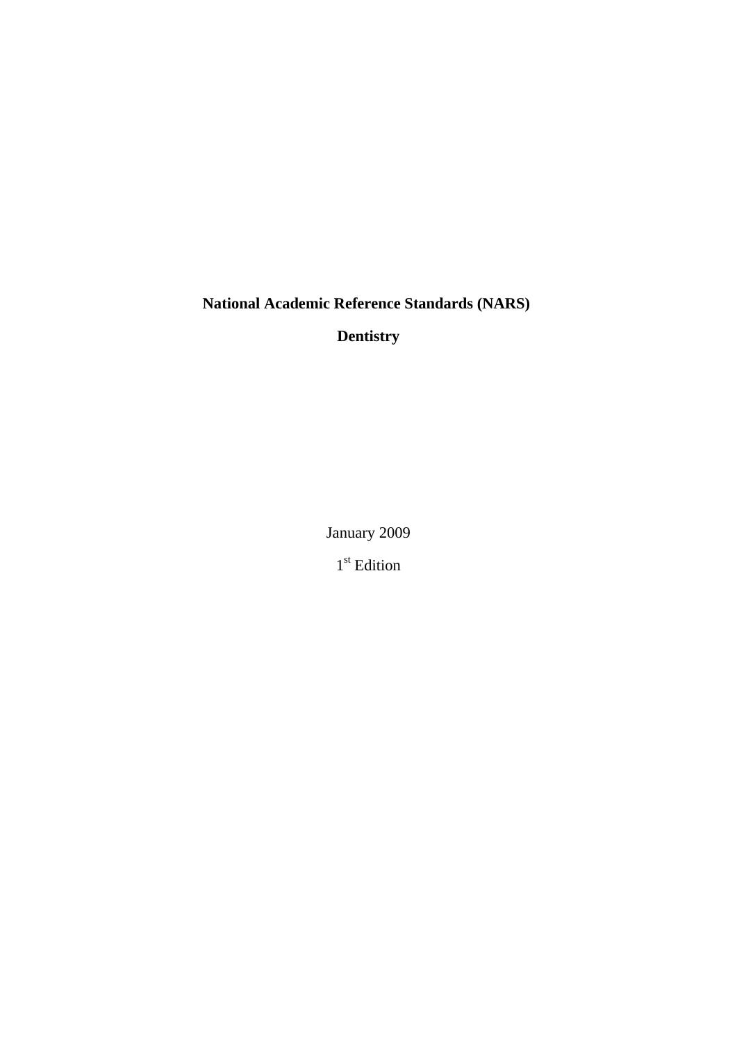# National Academic Reference Standards (NARS)

## Dentistry

January 2009

1st Edition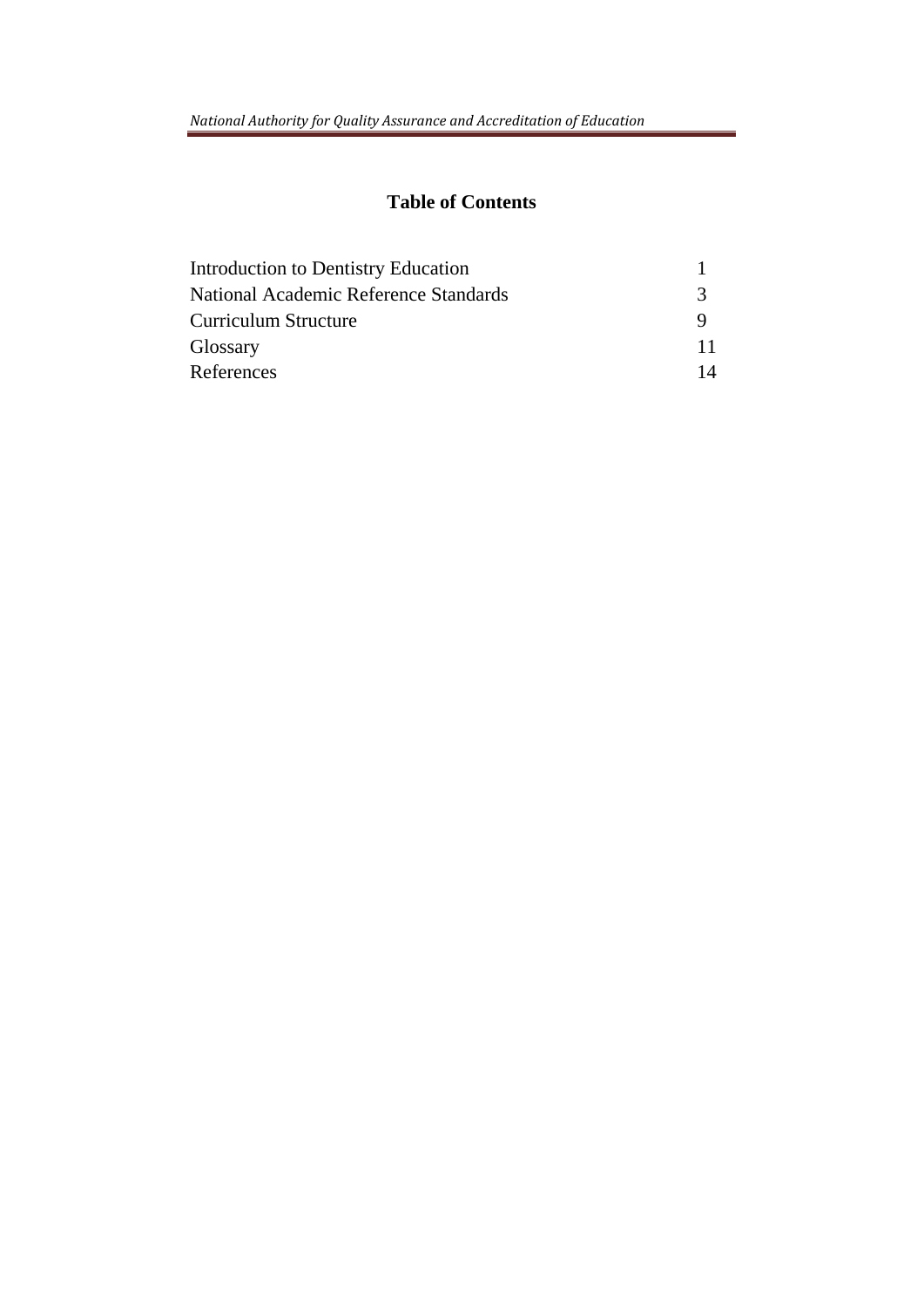## Table of Contents

| | |
|---|---|
| Introduction to Dentistry Education | 1 |
| National Academic Reference Standards | 3 |
| Curriculum Structure | 9 |
| Glossary | 11 |
| References | 14 |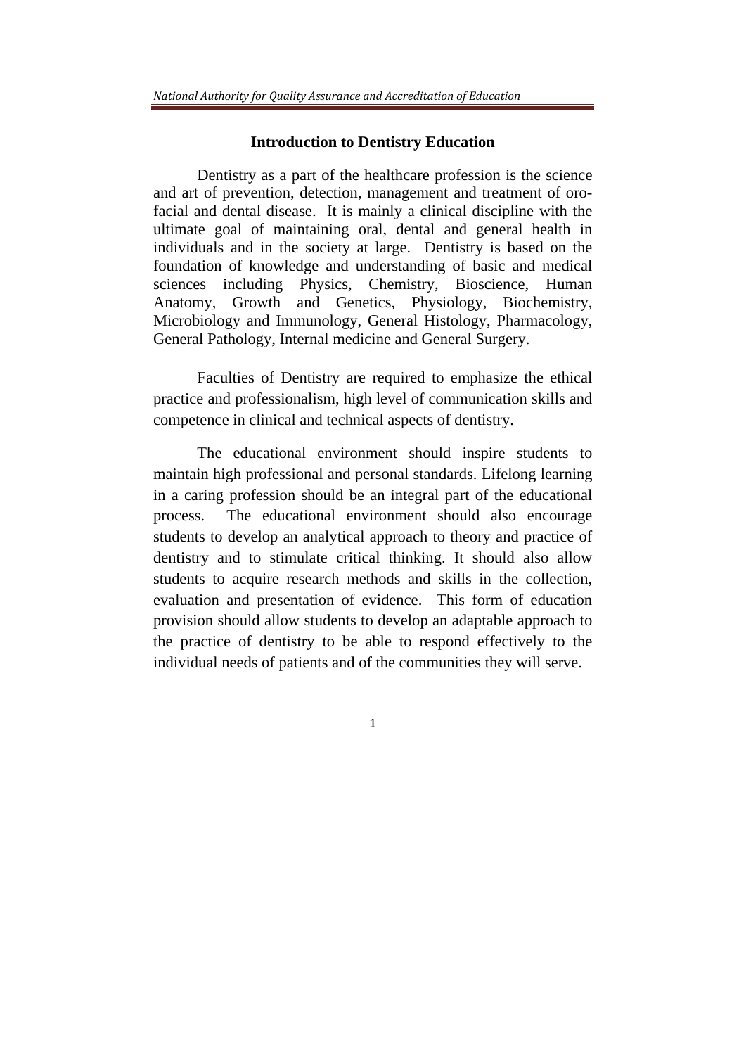## Introduction to Dentistry Education

Dentistry as a part of the healthcare profession is the science and art of prevention, detection, management and treatment of oro-facial and dental disease. It is mainly a clinical discipline with the ultimate goal of maintaining oral, dental and general health in individuals and in the society at large. Dentistry is based on the foundation of knowledge and understanding of basic and medical sciences including Physics, Chemistry, Bioscience, Human Anatomy, Growth and Genetics, Physiology, Biochemistry, Microbiology and Immunology, General Histology, Pharmacology, General Pathology, Internal medicine and General Surgery.

Faculties of Dentistry are required to emphasize the ethical practice and professionalism, high level of communication skills and competence in clinical and technical aspects of dentistry.

The educational environment should inspire students to maintain high professional and personal standards. Lifelong learning in a caring profession should be an integral part of the educational process. The educational environment should also encourage students to develop an analytical approach to theory and practice of dentistry and to stimulate critical thinking. It should also allow students to acquire research methods and skills in the collection, evaluation and presentation of evidence. This form of education provision should allow students to develop an adaptable approach to the practice of dentistry to be able to respond effectively to the individual needs of patients and of the communities they will serve.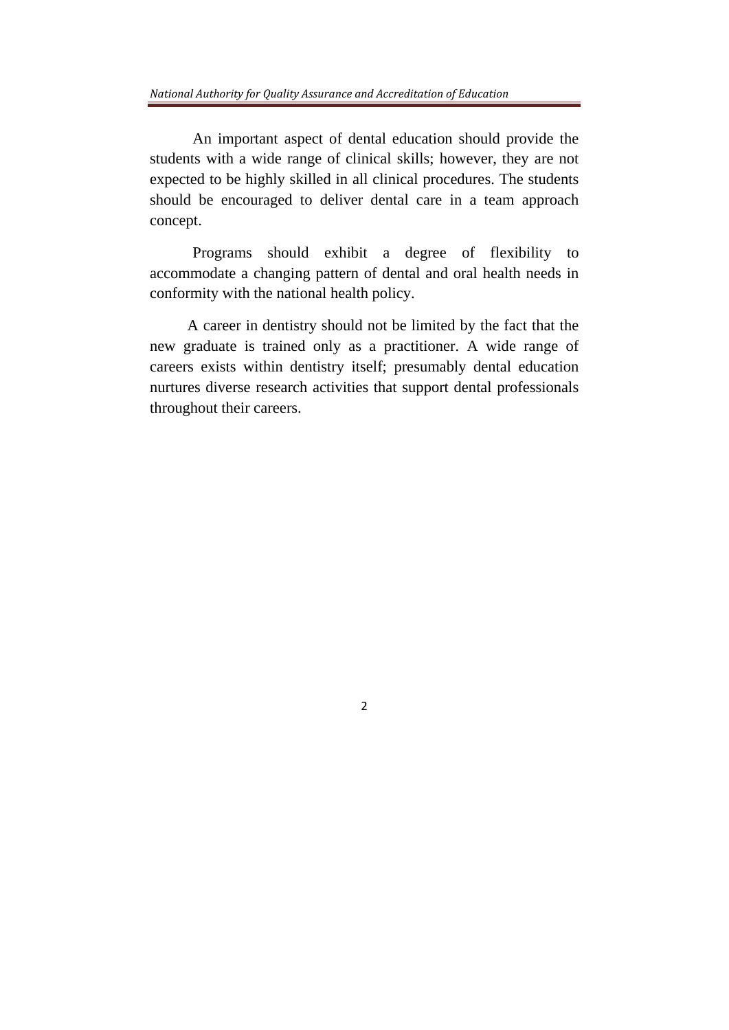An important aspect of dental education should provide the students with a wide range of clinical skills; however, they are not expected to be highly skilled in all clinical procedures. The students should be encouraged to deliver dental care in a team approach concept.

Programs should exhibit a degree of flexibility to accommodate a changing pattern of dental and oral health needs in conformity with the national health policy.

A career in dentistry should not be limited by the fact that the new graduate is trained only as a practitioner. A wide range of careers exists within dentistry itself; presumably dental education nurtures diverse research activities that support dental professionals throughout their careers.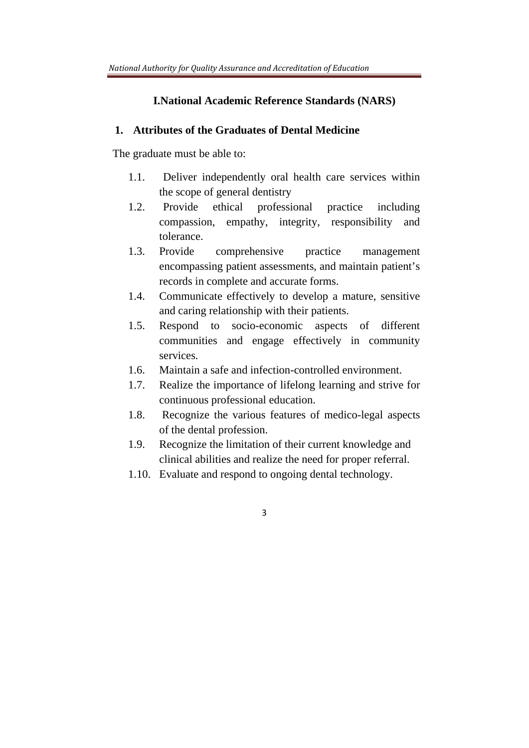# I.National Academic Reference Standards (NARS)

## 1. Attributes of the Graduates of Dental Medicine

The graduate must be able to:

1.1. Deliver independently oral health care services within the scope of general dentistry

1.2. Provide ethical professional practice including compassion, empathy, integrity, responsibility and tolerance.

1.3. Provide comprehensive practice management encompassing patient assessments, and maintain patient's records in complete and accurate forms.

1.4. Communicate effectively to develop a mature, sensitive and caring relationship with their patients.

1.5. Respond to socio-economic aspects of different communities and engage effectively in community services.

1.6. Maintain a safe and infection-controlled environment.

1.7. Realize the importance of lifelong learning and strive for continuous professional education.

1.8. Recognize the various features of medico-legal aspects of the dental profession.

1.9. Recognize the limitation of their current knowledge and clinical abilities and realize the need for proper referral.

1.10. Evaluate and respond to ongoing dental technology.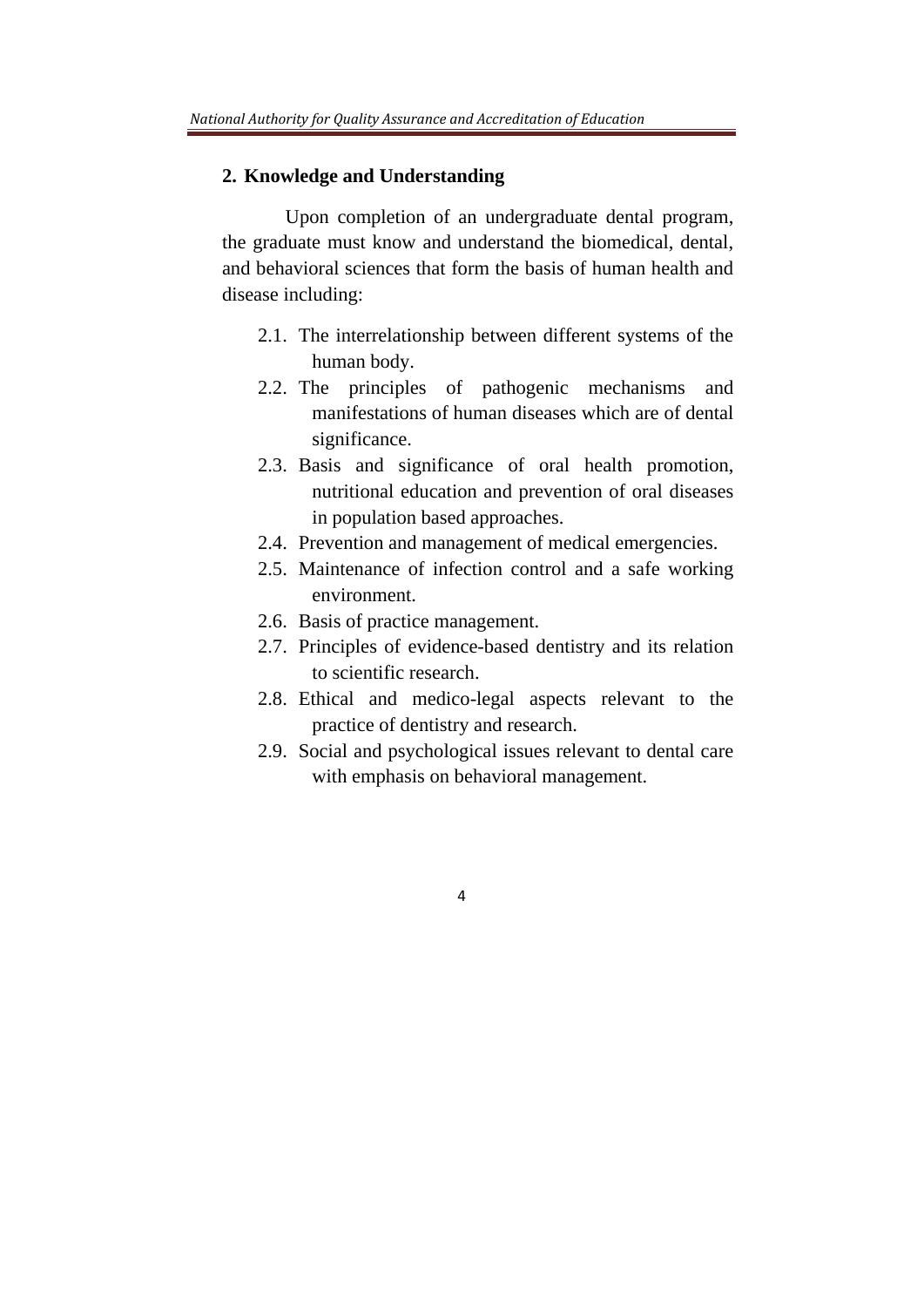## 2. Knowledge and Understanding

Upon completion of an undergraduate dental program, the graduate must know and understand the biomedical, dental, and behavioral sciences that form the basis of human health and disease including:

- 2.1. The interrelationship between different systems of the human body.
- 2.2. The principles of pathogenic mechanisms and manifestations of human diseases which are of dental significance.
- 2.3. Basis and significance of oral health promotion, nutritional education and prevention of oral diseases in population based approaches.
- 2.4. Prevention and management of medical emergencies.
- 2.5. Maintenance of infection control and a safe working environment.
- 2.6. Basis of practice management.
- 2.7. Principles of evidence-based dentistry and its relation to scientific research.
- 2.8. Ethical and medico-legal aspects relevant to the practice of dentistry and research.
- 2.9. Social and psychological issues relevant to dental care with emphasis on behavioral management.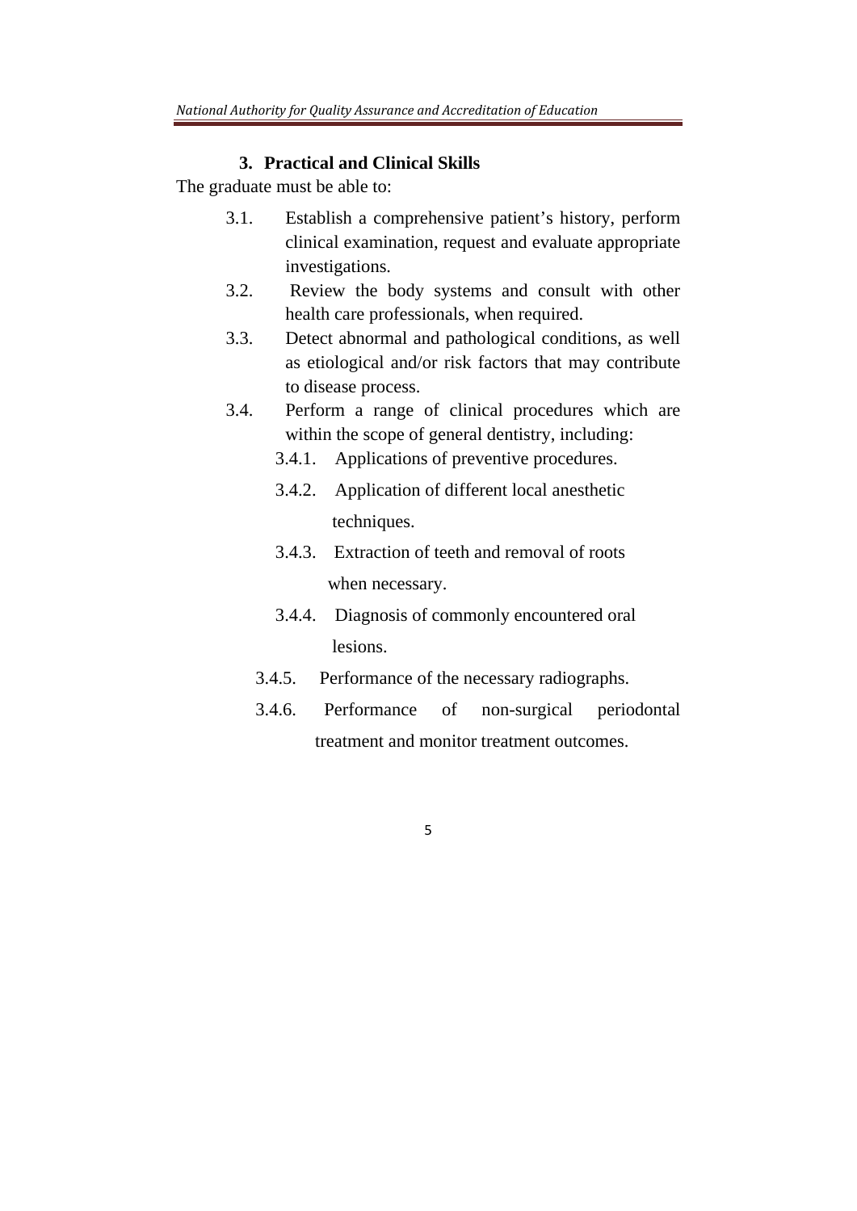### 3. Practical and Clinical Skills

The graduate must be able to:

- 3.1. Establish a comprehensive patient's history, perform clinical examination, request and evaluate appropriate investigations.
- 3.2. Review the body systems and consult with other health care professionals, when required.
- 3.3. Detect abnormal and pathological conditions, as well as etiological and/or risk factors that may contribute to disease process.
- 3.4. Perform a range of clinical procedures which are within the scope of general dentistry, including:
  - 3.4.1. Applications of preventive procedures.
  - 3.4.2. Application of different local anesthetic techniques.
  - 3.4.3. Extraction of teeth and removal of roots when necessary.
  - 3.4.4. Diagnosis of commonly encountered oral lesions.
  - 3.4.5. Performance of the necessary radiographs.
  - 3.4.6. Performance of non-surgical periodontal treatment and monitor treatment outcomes.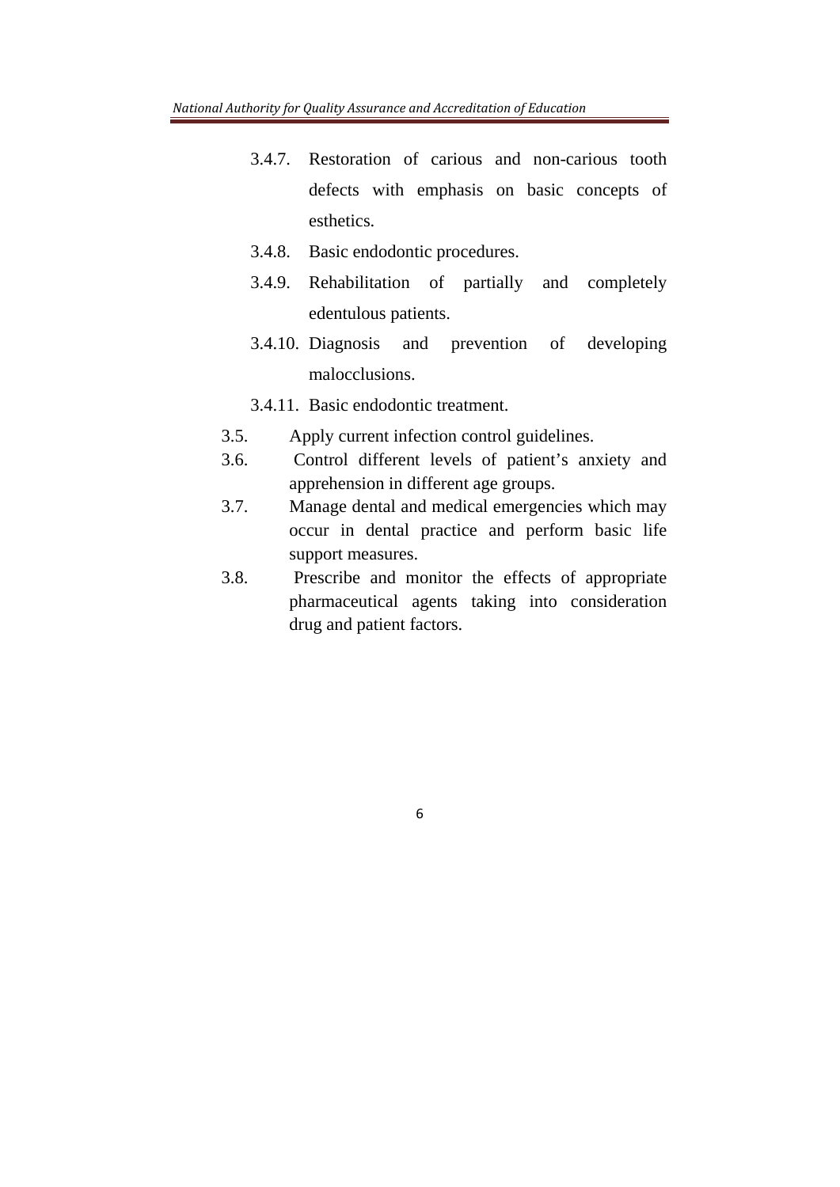- 3.4.7. Restoration of carious and non-carious tooth defects with emphasis on basic concepts of esthetics.
- 3.4.8. Basic endodontic procedures.
- 3.4.9. Rehabilitation of partially and completely edentulous patients.
- 3.4.10. Diagnosis and prevention of developing malocclusions.
- 3.4.11. Basic endodontic treatment.

3.5. Apply current infection control guidelines.

3.6. Control different levels of patient's anxiety and apprehension in different age groups.

3.7. Manage dental and medical emergencies which may occur in dental practice and perform basic life support measures.

3.8. Prescribe and monitor the effects of appropriate pharmaceutical agents taking into consideration drug and patient factors.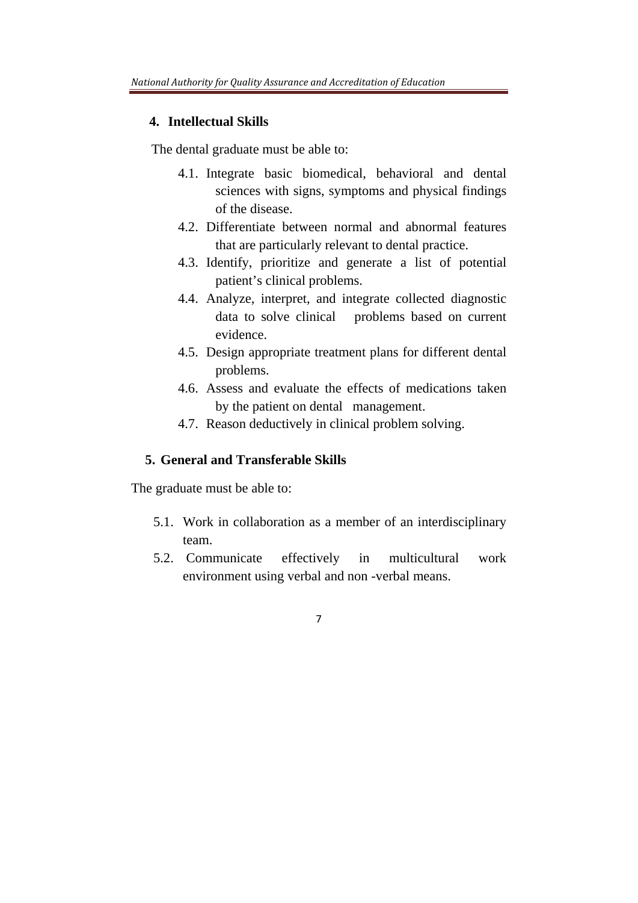## 4. Intellectual Skills

The dental graduate must be able to:

- 4.1. Integrate basic biomedical, behavioral and dental sciences with signs, symptoms and physical findings of the disease.
- 4.2. Differentiate between normal and abnormal features that are particularly relevant to dental practice.
- 4.3. Identify, prioritize and generate a list of potential patient's clinical problems.
- 4.4. Analyze, interpret, and integrate collected diagnostic data to solve clinical problems based on current evidence.
- 4.5. Design appropriate treatment plans for different dental problems.
- 4.6. Assess and evaluate the effects of medications taken by the patient on dental management.
- 4.7. Reason deductively in clinical problem solving.

## 5. General and Transferable Skills

The graduate must be able to:

- 5.1. Work in collaboration as a member of an interdisciplinary team.
- 5.2. Communicate effectively in multicultural work environment using verbal and non -verbal means.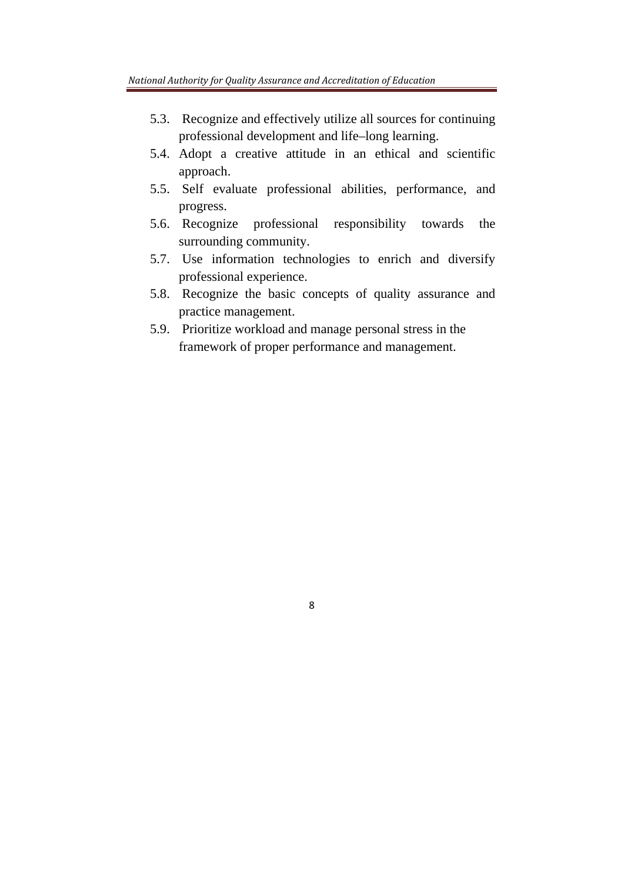5.3. Recognize and effectively utilize all sources for continuing professional development and life–long learning.
5.4. Adopt a creative attitude in an ethical and scientific approach.
5.5. Self evaluate professional abilities, performance, and progress.
5.6. Recognize professional responsibility towards the surrounding community.
5.7. Use information technologies to enrich and diversify professional experience.
5.8. Recognize the basic concepts of quality assurance and practice management.
5.9. Prioritize workload and manage personal stress in the framework of proper performance and management.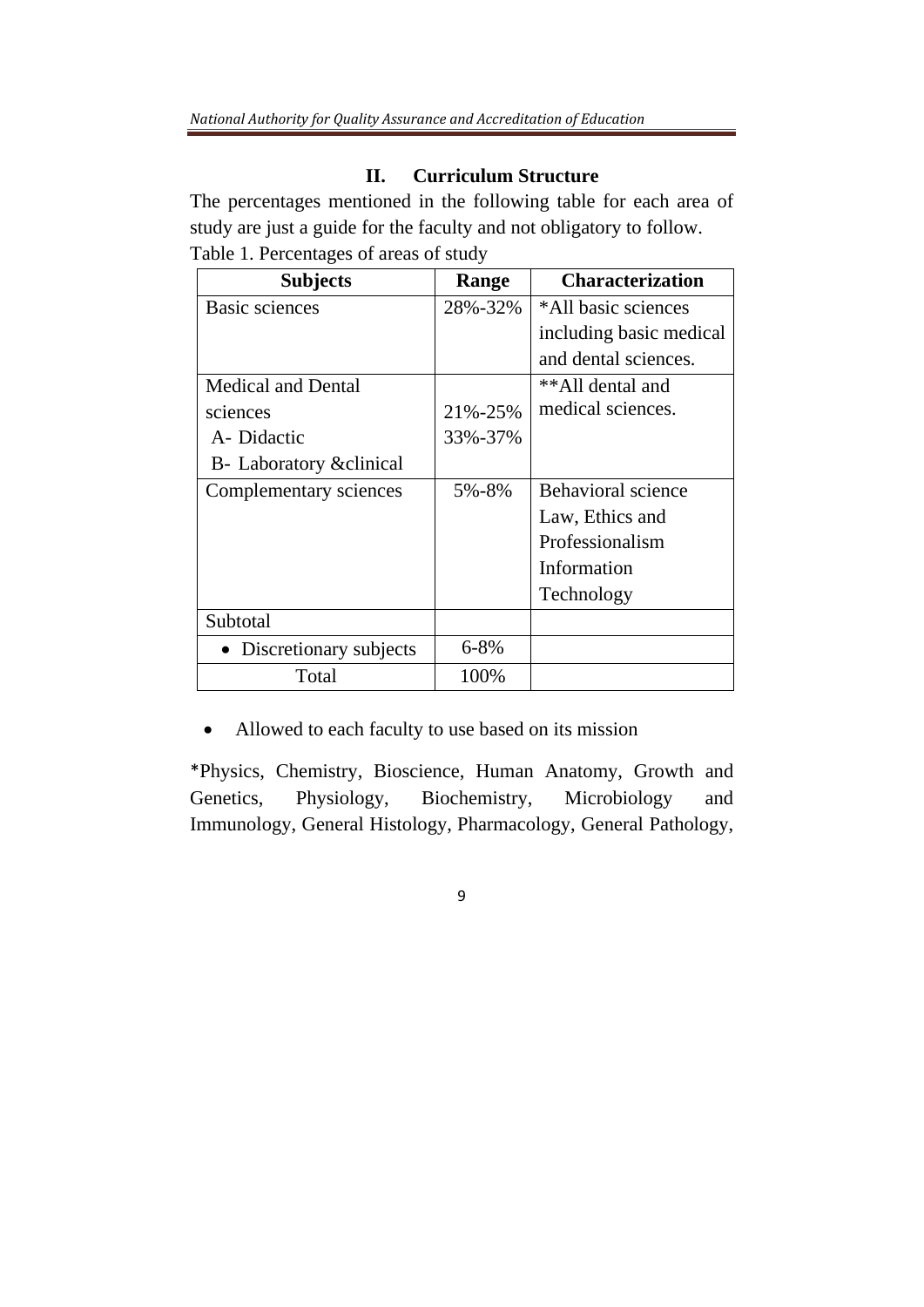## II. Curriculum Structure

The percentages mentioned in the following table for each area of study are just a guide for the faculty and not obligatory to follow.

Table 1. Percentages of areas of study

| Subjects | Range | Characterization |
|---|---|---|
| Basic sciences | 28%-32% | *All basic sciences including basic medical and dental sciences. |
| Medical and Dental sciences<br>A- Didactic<br>B- Laboratory &clinical | <br>21%-25%<br>33%-37% | **All dental and medical sciences. |
| Complementary sciences | 5%-8% | Behavioral science<br>Law, Ethics and Professionalism<br>Information Technology |
| Subtotal | | |
| • Discretionary subjects | 6-8% | |
| Total | 100% | |

- Allowed to each faculty to use based on its mission

*Physics, Chemistry, Bioscience, Human Anatomy, Growth and Genetics, Physiology, Biochemistry, Microbiology and Immunology, General Histology, Pharmacology, General Pathology,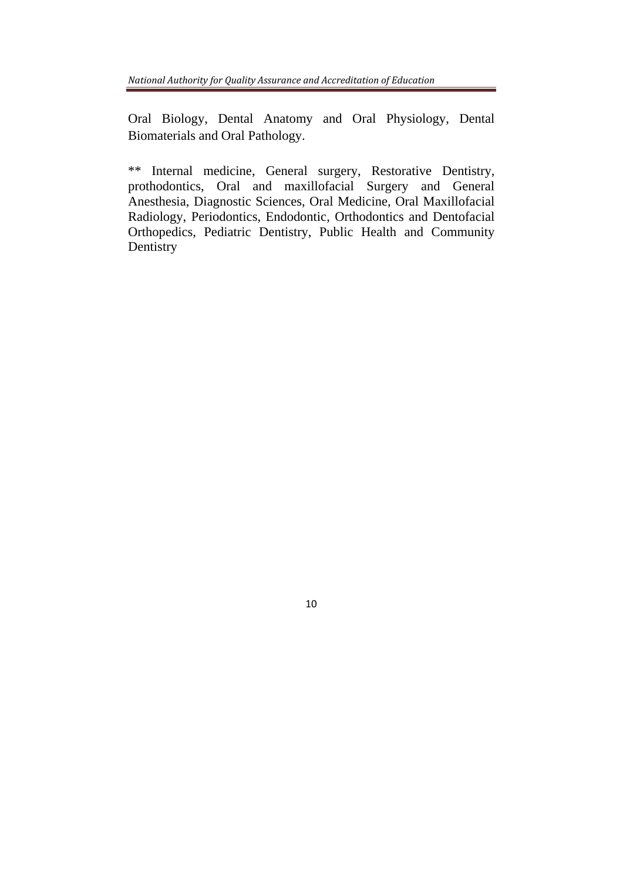Oral Biology, Dental Anatomy and Oral Physiology, Dental Biomaterials and Oral Pathology.

** Internal medicine, General surgery, Restorative Dentistry, prothodontics, Oral and maxillofacial Surgery and General Anesthesia, Diagnostic Sciences, Oral Medicine, Oral Maxillofacial Radiology, Periodontics, Endodontic, Orthodontics and Dentofacial Orthopedics, Pediatric Dentistry, Public Health and Community Dentistry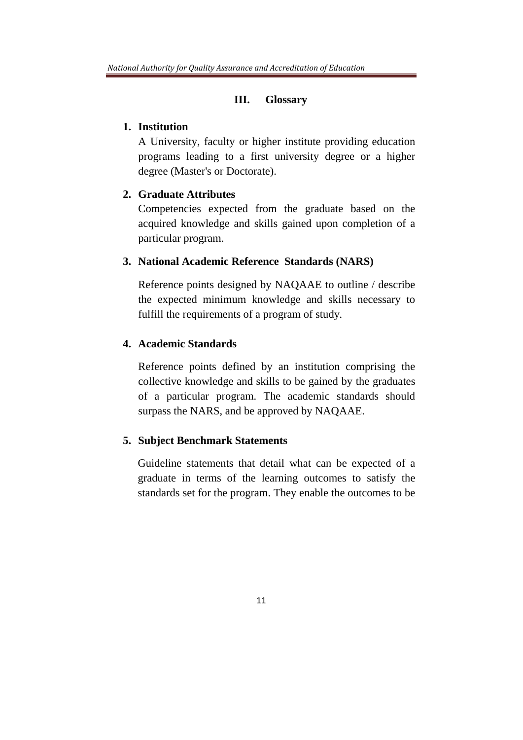## III. Glossary

1. **Institution**

   A University, faculty or higher institute providing education programs leading to a first university degree or a higher degree (Master's or Doctorate).

2. **Graduate Attributes**

   Competencies expected from the graduate based on the acquired knowledge and skills gained upon completion of a particular program.

3. **National Academic Reference Standards (NARS)**

   Reference points designed by NAQAAE to outline / describe the expected minimum knowledge and skills necessary to fulfill the requirements of a program of study.

4. **Academic Standards**

   Reference points defined by an institution comprising the collective knowledge and skills to be gained by the graduates of a particular program. The academic standards should surpass the NARS, and be approved by NAQAAE.

5. **Subject Benchmark Statements**

   Guideline statements that detail what can be expected of a graduate in terms of the learning outcomes to satisfy the standards set for the program. They enable the outcomes to be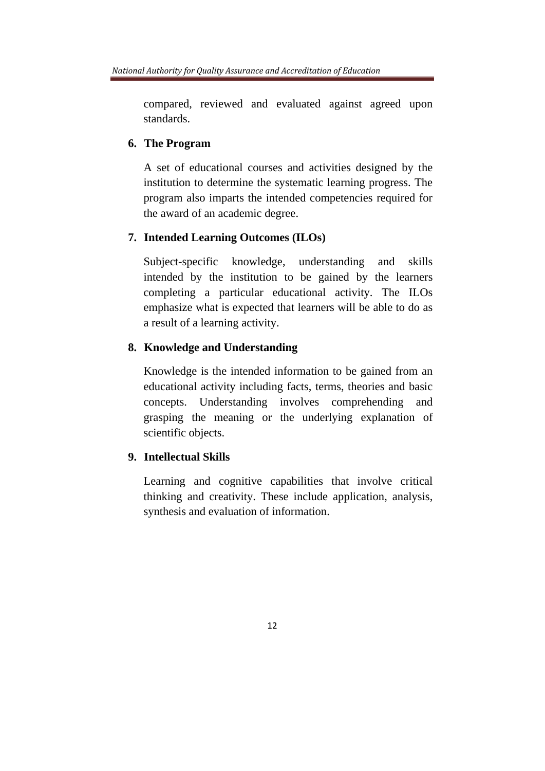compared, reviewed and evaluated against agreed upon standards.

**6. The Program**

A set of educational courses and activities designed by the institution to determine the systematic learning progress. The program also imparts the intended competencies required for the award of an academic degree.

**7. Intended Learning Outcomes (ILOs)**

Subject-specific knowledge, understanding and skills intended by the institution to be gained by the learners completing a particular educational activity. The ILOs emphasize what is expected that learners will be able to do as a result of a learning activity.

**8. Knowledge and Understanding**

Knowledge is the intended information to be gained from an educational activity including facts, terms, theories and basic concepts. Understanding involves comprehending and grasping the meaning or the underlying explanation of scientific objects.

**9. Intellectual Skills**

Learning and cognitive capabilities that involve critical thinking and creativity. These include application, analysis, synthesis and evaluation of information.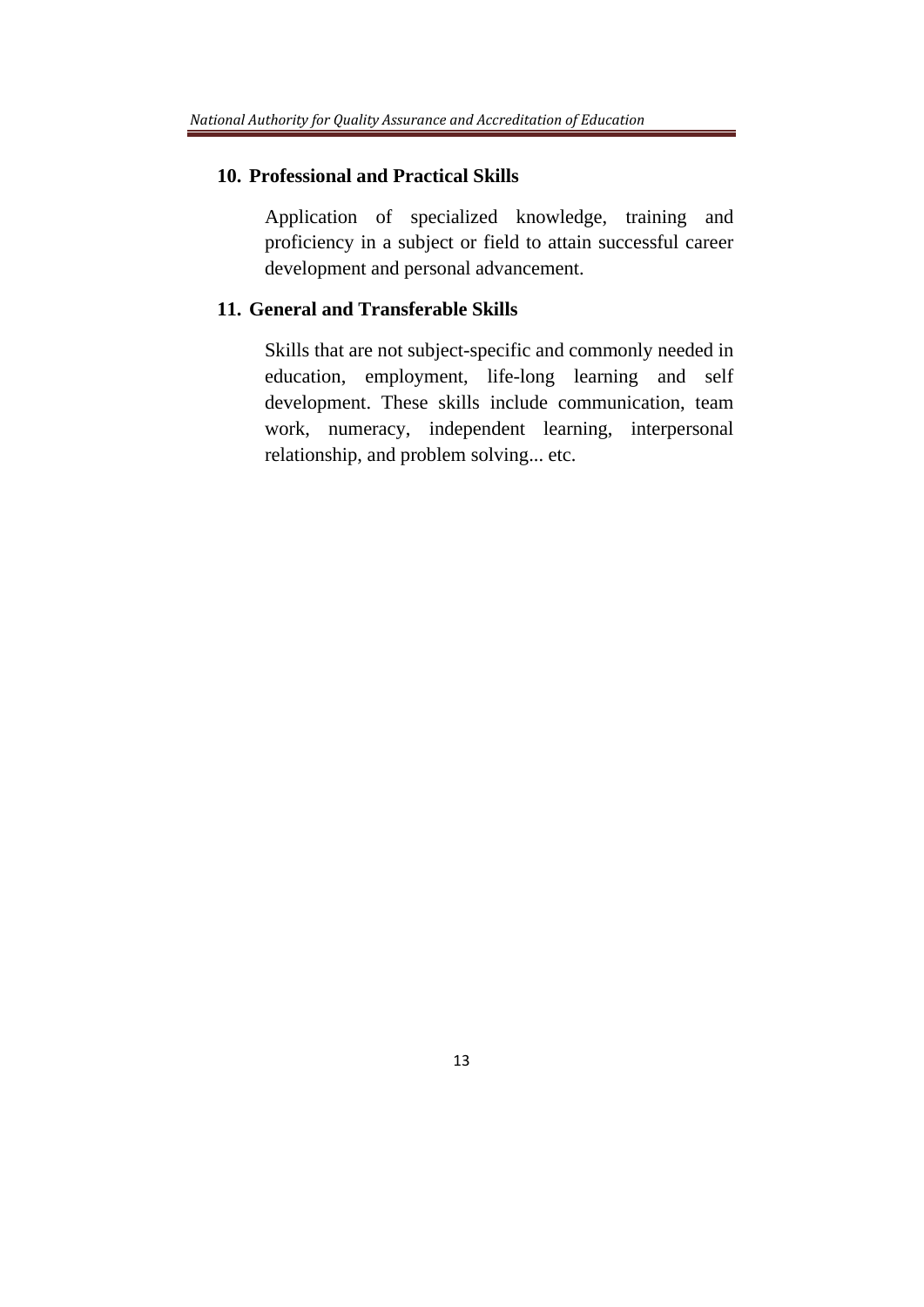**10. Professional and Practical Skills**

Application of specialized knowledge, training and proficiency in a subject or field to attain successful career development and personal advancement.

**11. General and Transferable Skills**

Skills that are not subject-specific and commonly needed in education, employment, life-long learning and self development. These skills include communication, team work, numeracy, independent learning, interpersonal relationship, and problem solving... etc.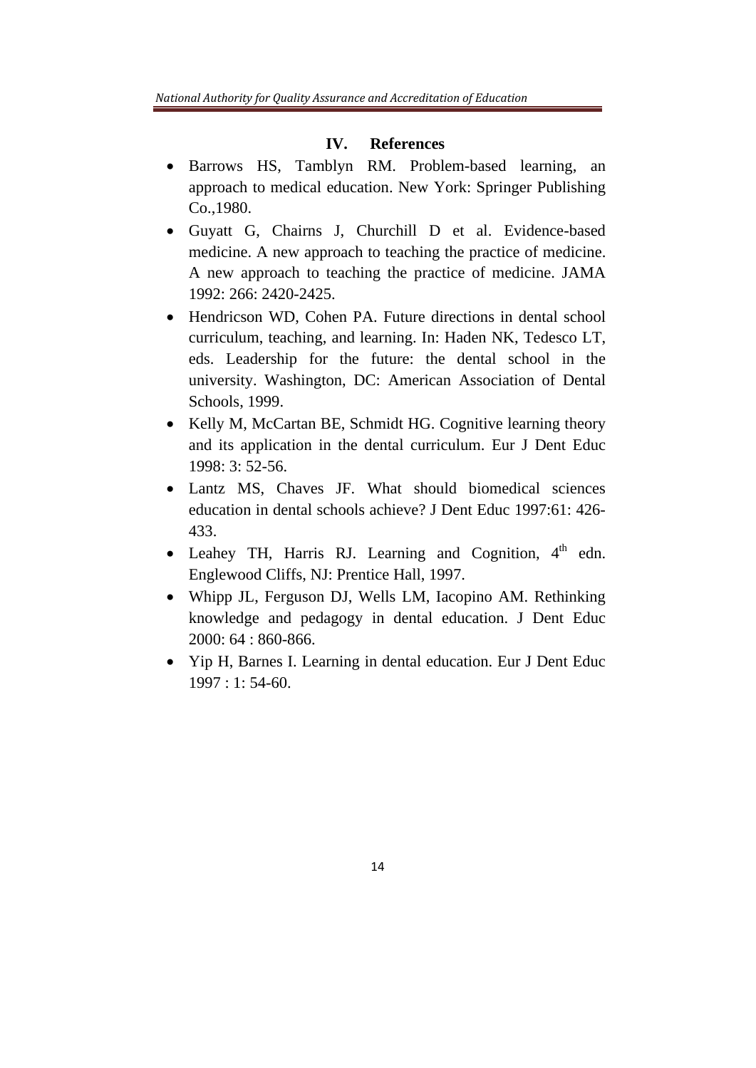## IV. References

- Barrows HS, Tamblyn RM. Problem-based learning, an approach to medical education. New York: Springer Publishing Co.,1980.
- Guyatt G, Chairns J, Churchill D et al. Evidence-based medicine. A new approach to teaching the practice of medicine. A new approach to teaching the practice of medicine. JAMA 1992: 266: 2420-2425.
- Hendricson WD, Cohen PA. Future directions in dental school curriculum, teaching, and learning. In: Haden NK, Tedesco LT, eds. Leadership for the future: the dental school in the university. Washington, DC: American Association of Dental Schools, 1999.
- Kelly M, McCartan BE, Schmidt HG. Cognitive learning theory and its application in the dental curriculum. Eur J Dent Educ 1998: 3: 52-56.
- Lantz MS, Chaves JF. What should biomedical sciences education in dental schools achieve? J Dent Educ 1997:61: 426-433.
- Leahey TH, Harris RJ. Learning and Cognition, 4th edn. Englewood Cliffs, NJ: Prentice Hall, 1997.
- Whipp JL, Ferguson DJ, Wells LM, Iacopino AM. Rethinking knowledge and pedagogy in dental education. J Dent Educ 2000: 64 : 860-866.
- Yip H, Barnes I. Learning in dental education. Eur J Dent Educ 1997 : 1: 54-60.